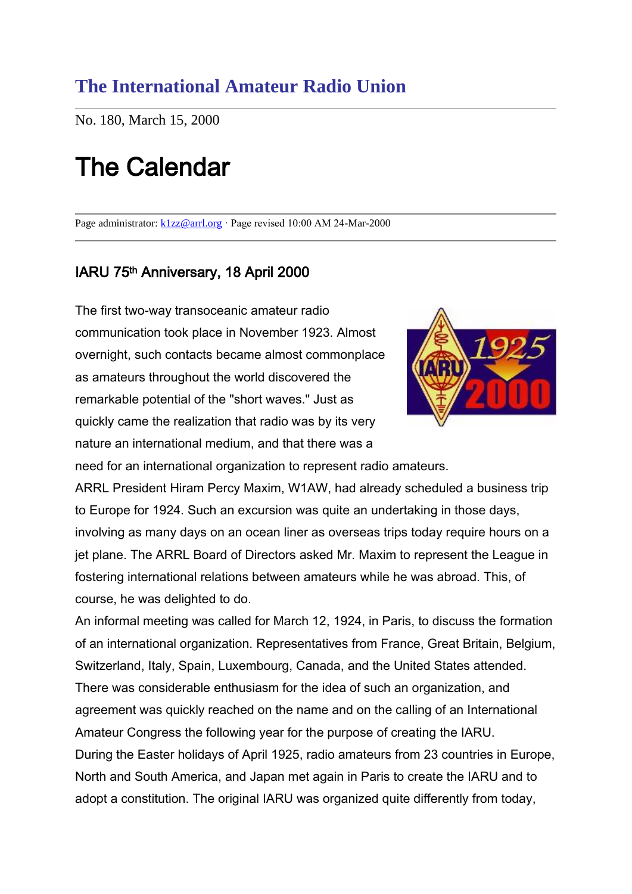# The International Amateur Radio Union

No. 180, March 15, 2000

# The Calendar

Page administrator: k1zz@arrl.org · Page revised 10:00 AM 24-Mar-2000

## IARU 75th Anniversary, 18 April 2000

The first two-way transoceanic amateur radio communication took place in November 1923. Almost overnight, such contacts became almost commonplace as amateurs throughout the world discovered the remarkable potential of the "short waves." Just as quickly came the realization that radio was by its very nature an international medium, and that there was a need for an international organization to represent radio amateurs.

ARRL President Hiram Percy Maxim, W1AW, had already scheduled a business trip to Europe for 1924. Such an excursion was quite an undertaking in those days, involving as many days on an ocean liner as overseas trips today require hours on a jet plane. The ARRL Board of Directors asked Mr. Maxim to represent the League in fostering international relations between amateurs while he was abroad. This, of course, he was delighted to do.

An informal meeting was called for March 12, 1924, in Paris, to discuss the formation of an international organization. Representatives from France, Great Britain, Belgium, Switzerland, Italy, Spain, Luxembourg, Canada, and the United States attended. There was considerable enthusiasm for the idea of such an organization, and agreement was quickly reached on the name and on the calling of an International Amateur Congress the following year for the purpose of creating the IARU.

During the Easter holidays of April 1925, radio amateurs from 23 countries in Europe, North and South America, and Japan met again in Paris to create the IARU and to adopt a constitution. The original IARU was organized quite differently from today,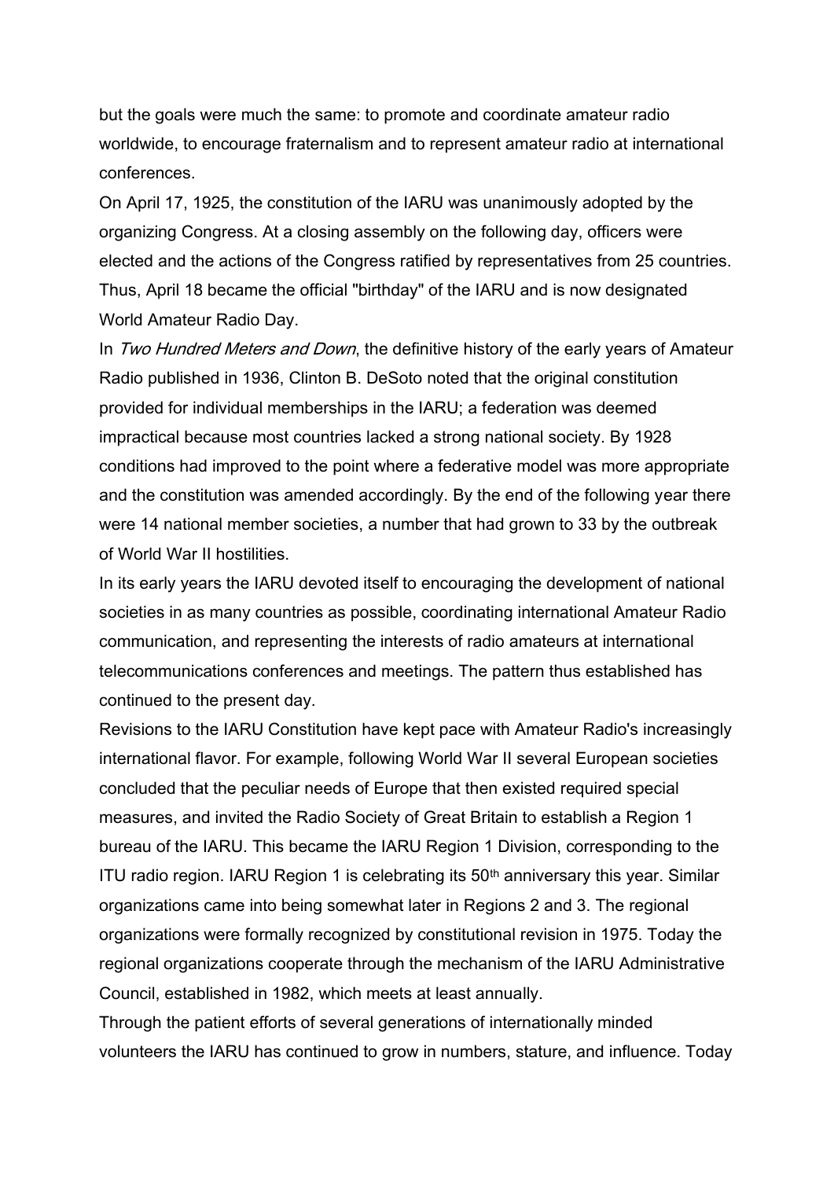but the goals were much the same: to promote and coordinate amateur radio worldwide, to encourage fraternalism and to represent amateur radio at international conferences.

On April 17, 1925, the constitution of the IARU was unanimously adopted by the organizing Congress. At a closing assembly on the following day, officers were elected and the actions of the Congress ratified by representatives from 25 countries. Thus, April 18 became the official "birthday" of the IARU and is now designated World Amateur Radio Day.

In *Two Hundred Meters and Down*, the definitive history of the early years of Amateur Radio published in 1936, Clinton B. DeSoto noted that the original constitution provided for individual memberships in the IARU; a federation was deemed impractical because most countries lacked a strong national society. By 1928 conditions had improved to the point where a federative model was more appropriate and the constitution was amended accordingly. By the end of the following year there were 14 national member societies, a number that had grown to 33 by the outbreak of World War II hostilities.

In its early years the IARU devoted itself to encouraging the development of national societies in as many countries as possible, coordinating international Amateur Radio communication, and representing the interests of radio amateurs at international telecommunications conferences and meetings. The pattern thus established has continued to the present day.

Revisions to the IARU Constitution have kept pace with Amateur Radio's increasingly international flavor. For example, following World War II several European societies concluded that the peculiar needs of Europe that then existed required special measures, and invited the Radio Society of Great Britain to establish a Region 1 bureau of the IARU. This became the IARU Region 1 Division, corresponding to the ITU radio region. IARU Region 1 is celebrating its 50th anniversary this year. Similar organizations came into being somewhat later in Regions 2 and 3. The regional organizations were formally recognized by constitutional revision in 1975. Today the regional organizations cooperate through the mechanism of the IARU Administrative Council, established in 1982, which meets at least annually.

Through the patient efforts of several generations of internationally minded volunteers the IARU has continued to grow in numbers, stature, and influence. Today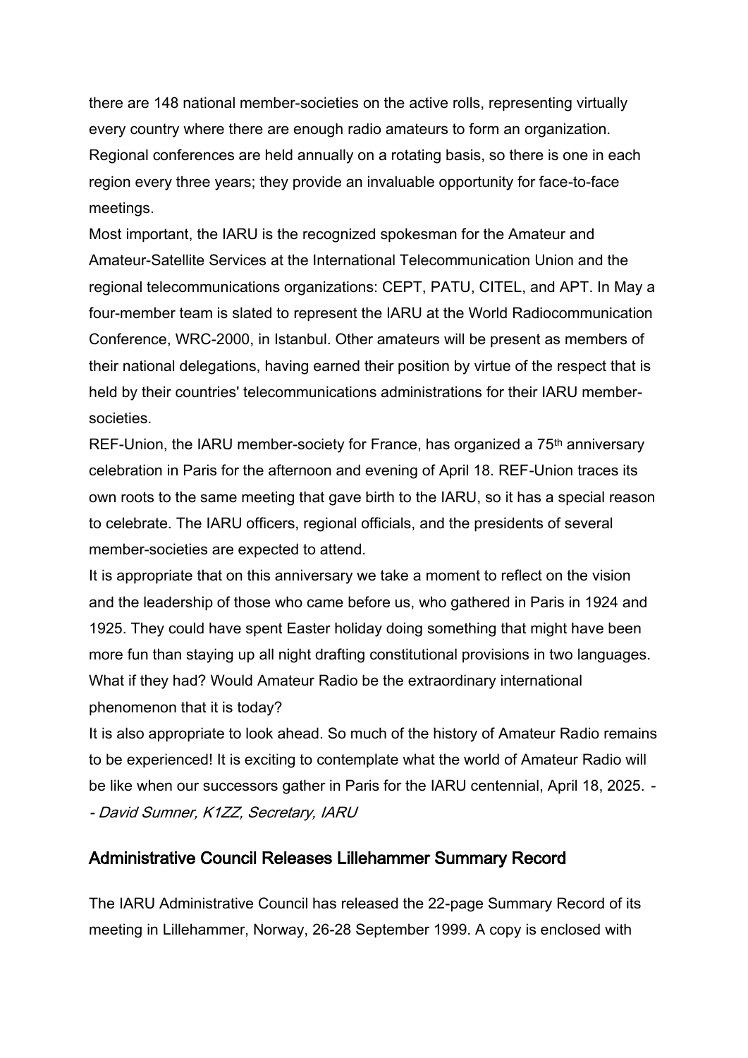there are 148 national member-societies on the active rolls, representing virtually every country where there are enough radio amateurs to form an organization. Regional conferences are held annually on a rotating basis, so there is one in each region every three years; they provide an invaluable opportunity for face-to-face meetings.

Most important, the IARU is the recognized spokesman for the Amateur and Amateur-Satellite Services at the International Telecommunication Union and the regional telecommunications organizations: CEPT, PATU, CITEL, and APT. In May a four-member team is slated to represent the IARU at the World Radiocommunication Conference, WRC-2000, in Istanbul. Other amateurs will be present as members of their national delegations, having earned their position by virtue of the respect that is held by their countries' telecommunications administrations for their IARU member-societies.

REF-Union, the IARU member-society for France, has organized a 75th anniversary celebration in Paris for the afternoon and evening of April 18. REF-Union traces its own roots to the same meeting that gave birth to the IARU, so it has a special reason to celebrate. The IARU officers, regional officials, and the presidents of several member-societies are expected to attend.

It is appropriate that on this anniversary we take a moment to reflect on the vision and the leadership of those who came before us, who gathered in Paris in 1924 and 1925. They could have spent Easter holiday doing something that might have been more fun than staying up all night drafting constitutional provisions in two languages. What if they had? Would Amateur Radio be the extraordinary international phenomenon that it is today?

It is also appropriate to look ahead. So much of the history of Amateur Radio remains to be experienced! It is exciting to contemplate what the world of Amateur Radio will be like when our successors gather in Paris for the IARU centennial, April 18, 2025. -- *David Sumner, K1ZZ, Secretary, IARU*

## Administrative Council Releases Lillehammer Summary Record

The IARU Administrative Council has released the 22-page Summary Record of its meeting in Lillehammer, Norway, 26-28 September 1999. A copy is enclosed with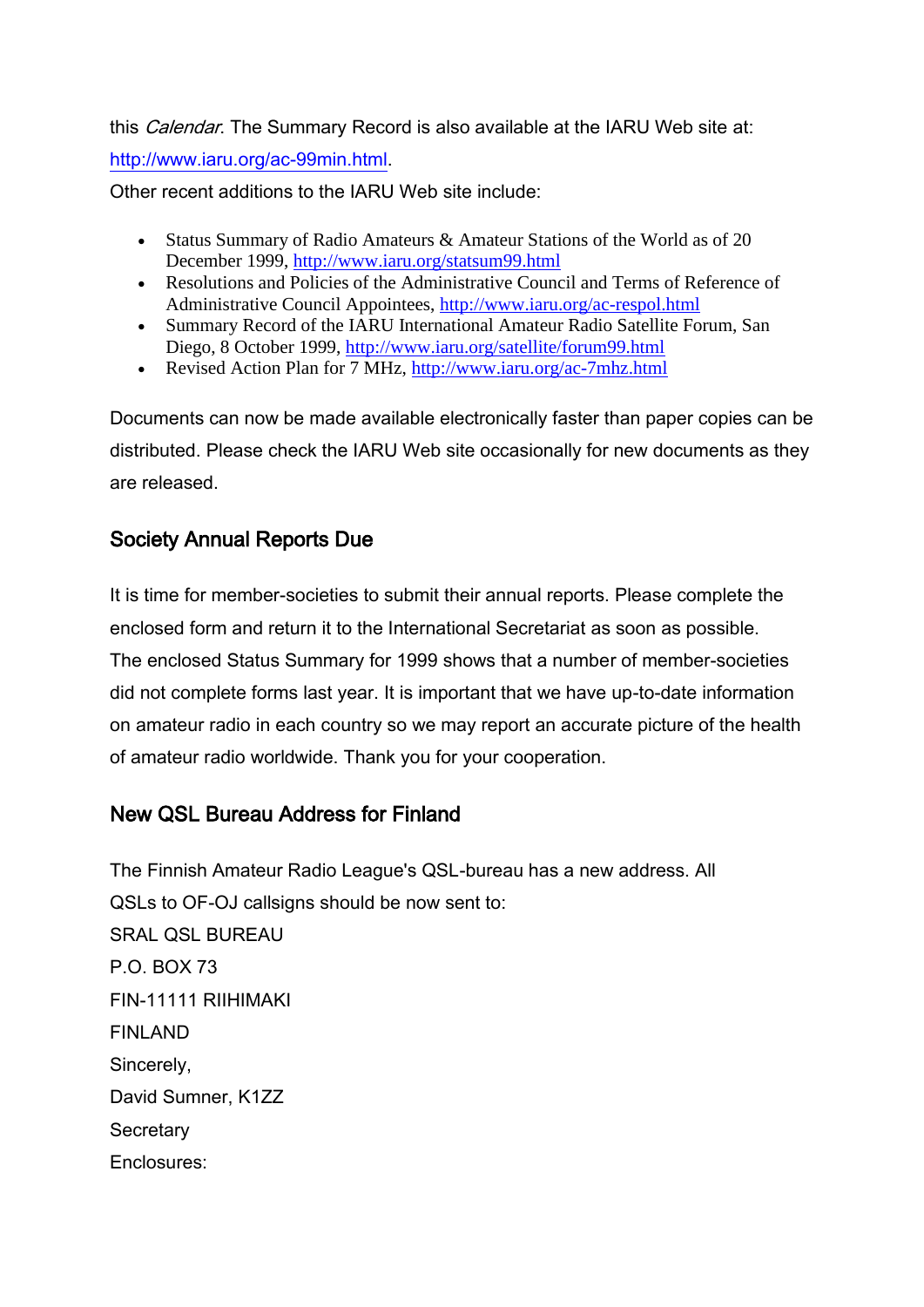this *Calendar*. The Summary Record is also available at the IARU Web site at: http://www.iaru.org/ac-99min.html.

Other recent additions to the IARU Web site include:

- Status Summary of Radio Amateurs & Amateur Stations of the World as of 20 December 1999, http://www.iaru.org/statsum99.html
- Resolutions and Policies of the Administrative Council and Terms of Reference of Administrative Council Appointees, http://www.iaru.org/ac-respol.html
- Summary Record of the IARU International Amateur Radio Satellite Forum, San Diego, 8 October 1999, http://www.iaru.org/satellite/forum99.html
- Revised Action Plan for 7 MHz, http://www.iaru.org/ac-7mhz.html

Documents can now be made available electronically faster than paper copies can be distributed. Please check the IARU Web site occasionally for new documents as they are released.

## Society Annual Reports Due

It is time for member-societies to submit their annual reports. Please complete the enclosed form and return it to the International Secretariat as soon as possible. The enclosed Status Summary for 1999 shows that a number of member-societies did not complete forms last year. It is important that we have up-to-date information on amateur radio in each country so we may report an accurate picture of the health of amateur radio worldwide. Thank you for your cooperation.

## New QSL Bureau Address for Finland

The Finnish Amateur Radio League's QSL-bureau has a new address. All QSLs to OF-OJ callsigns should be now sent to:

SRAL QSL BUREAU  
P.O. BOX 73  
FIN-11111 RIIHIMAKI  
FINLAND

Sincerely,

David Sumner, K1ZZ  
Secretary

Enclosures: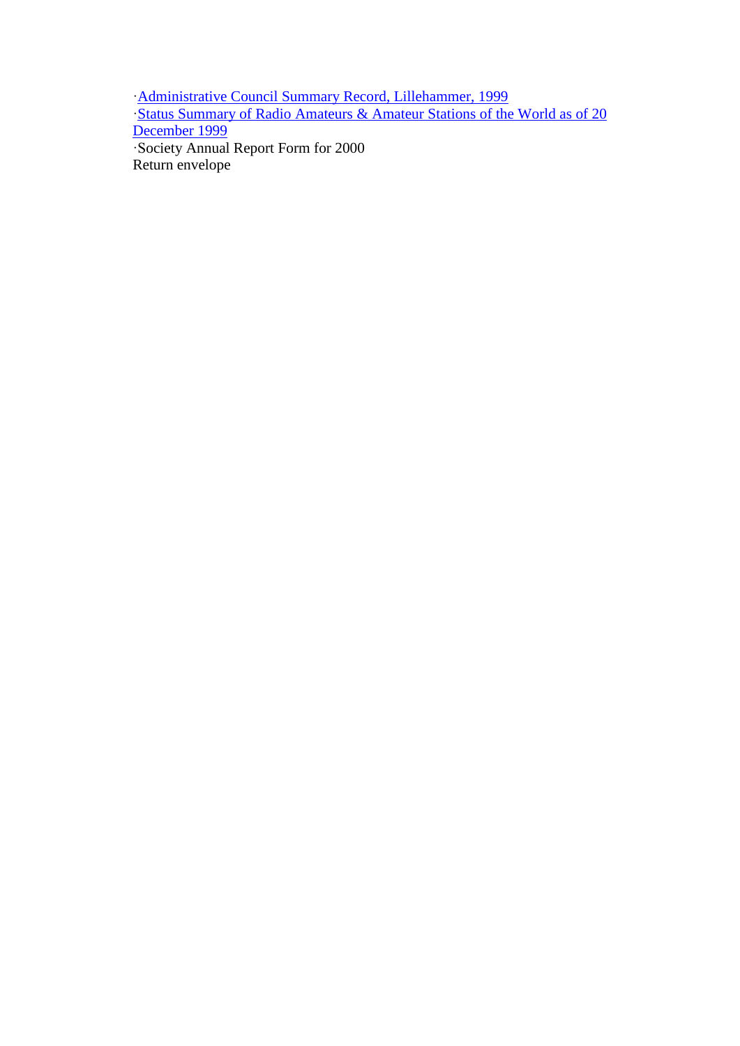·Administrative Council Summary Record, Lillehammer, 1999
·Status Summary of Radio Amateurs & Amateur Stations of the World as of 20 December 1999
·Society Annual Report Form for 2000
Return envelope